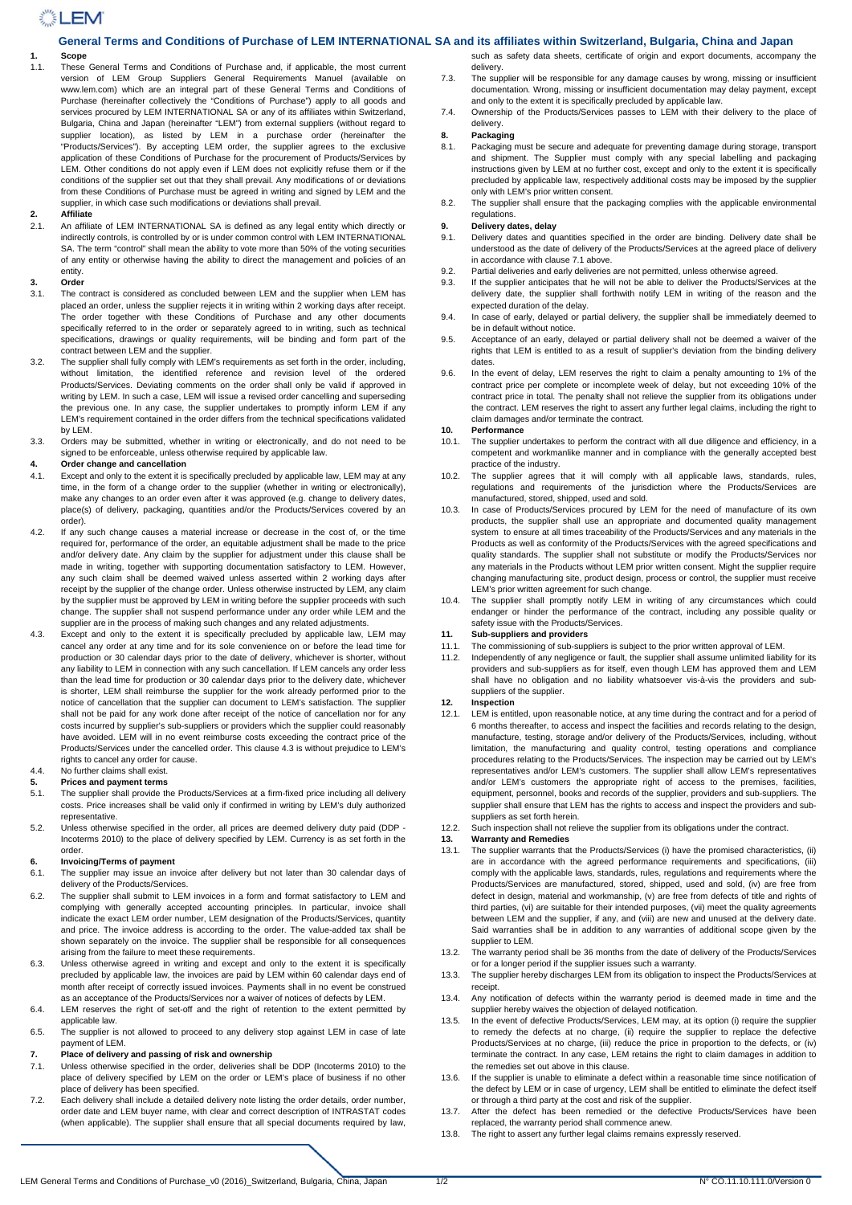# General Terms and Conditions of Purchase of LEM INTERNATIONAL SA and its affiliates within Switzerland, Bulgaria, China and Japan

## 1. Scope

1.1. These General Terms and Conditions of Purchase and, if applicable, the most current version of LEM Group Suppliers General Requirements Manuel (available on www.lem.com) which are an integral part of these General Terms and Conditions of Purchase (hereinafter collectively the "Conditions of Purchase") apply to all goods and services procured by LEM INTERNATIONAL SA or any of its affiliates within Switzerland, Bulgaria, China and Japan (hereinafter "LEM") from external suppliers (without regard to supplier location), as listed by LEM in a purchase order (hereinafter the "Products/Services"). By accepting LEM order, the supplier agrees to the exclusive application of these Conditions of Purchase for the procurement of Products/Services by LEM. Other conditions do not apply even if LEM does not explicitly refuse them or if the conditions of the supplier set out that they shall prevail. Any modifications of or deviations from these Conditions of Purchase must be agreed in writing and signed by LEM and the supplier, in which case such modifications or deviations shall prevail.

## 2. Affiliate

2.1. An affiliate of LEM INTERNATIONAL SA is defined as any legal entity which directly or indirectly controls, is controlled by or is under common control with LEM INTERNATIONAL SA. The term "control" shall mean the ability to vote more than 50% of the voting securities of any entity or otherwise having the ability to direct the management and policies of an entity.

## 3. Order

3.1. The contract is considered as concluded between LEM and the supplier when LEM has placed an order, unless the supplier rejects it in writing within 2 working days after receipt. The order together with these Conditions of Purchase and any other documents specifically referred to in the order or separately agreed to in writing, such as technical specifications, drawings or quality requirements, will be binding and form part of the contract between LEM and the supplier.

3.2. The supplier shall fully comply with LEM's requirements as set forth in the order, including, without limitation, the identified reference and revision level of the ordered Products/Services. Deviating comments on the order shall only be valid if approved in writing by LEM. In such a case, LEM will issue a revised order cancelling and superseding the previous one. In any case, the supplier undertakes to promptly inform LEM if any LEM's requirement contained in the order differs from the technical specifications validated by LEM.

3.3. Orders may be submitted, whether in writing or electronically, and do not need to be signed to be enforceable, unless otherwise required by applicable law.

## 4. Order change and cancellation

4.1. Except and only to the extent it is specifically precluded by applicable law, LEM may at any time, in the form of a change order to the supplier (whether in writing or electronically), make any changes to an order even after it was approved (e.g. change to delivery dates, place(s) of delivery, packaging, quantities and/or the Products/Services covered by an order).

4.2. If any such change causes a material increase or decrease in the cost of, or the time required for, performance of the order, an equitable adjustment shall be made to the price and/or delivery date. Any claim by the supplier for adjustment under this clause shall be made in writing, together with supporting documentation satisfactory to LEM. However, any such claim shall be deemed waived unless asserted within 2 working days after receipt by the supplier of the change order. Unless otherwise instructed by LEM, any claim by the supplier must be approved by LEM in writing before the supplier proceeds with such change. The supplier shall not suspend performance under any order while LEM and the supplier are in the process of making such changes and any related adjustments.

4.3. Except and only to the extent it is specifically precluded by applicable law, LEM may cancel any order at any time and for its sole convenience on or before the lead time for production or 30 calendar days prior to the date of delivery, whichever is shorter, without any liability to LEM in connection with any such cancellation. If LEM cancels any order less than the lead time for production or 30 calendar days prior to the delivery date, whichever is shorter, LEM shall reimburse the supplier for the work already performed prior to the notice of cancellation that the supplier can document to LEM's satisfaction. The supplier shall not be paid for any work done after receipt of the notice of cancellation nor for any costs incurred by supplier's sub-suppliers or providers which the supplier could reasonably have avoided. LEM will in no event reimburse costs exceeding the contract price of the Products/Services under the cancelled order. This clause 4.3 is without prejudice to LEM's rights to cancel any order for cause.

4.4. No further claims shall exist.

## 5. Prices and payment terms

5.1. The supplier shall provide the Products/Services at a firm-fixed price including all delivery costs. Price increases shall be valid only if confirmed in writing by LEM's duly authorized representative.

5.2. Unless otherwise specified in the order, all prices are deemed delivery duty paid (DDP - Incoterms 2010) to the place of delivery specified by LEM. Currency is as set forth in the order.

## 6. Invoicing/Terms of payment

6.1. The supplier may issue an invoice after delivery but not later than 30 calendar days of delivery of the Products/Services.

6.2. The supplier shall submit to LEM invoices in a form and format satisfactory to LEM and complying with generally accepted accounting principles. In particular, invoice shall indicate the exact LEM order number, LEM designation of the Products/Services, quantity and price. The invoice address is according to the order. The value-added tax shall be shown separately on the invoice. The supplier shall be responsible for all consequences arising from the failure to meet these requirements.

6.3. Unless otherwise agreed in writing and except and only to the extent it is specifically precluded by applicable law, the invoices are paid by LEM within 60 calendar days end of month after receipt of correctly issued invoices. Payments shall in no event be construed as an acceptance of the Products/Services nor a waiver of notices of defects by LEM.

6.4. LEM reserves the right of set-off and the right of retention to the extent permitted by applicable law.

6.5. The supplier is not allowed to proceed to any delivery stop against LEM in case of late payment of LEM.

## 7. Place of delivery and passing of risk and ownership

7.1. Unless otherwise specified in the order, deliveries shall be DDP (Incoterms 2010) to the place of delivery specified by LEM on the order or LEM's place of business if no other place of delivery has been specified.

7.2. Each delivery shall include a detailed delivery note listing the order details, order number, order date and LEM buyer name, with clear and correct description of INTRASTAT codes (when applicable). The supplier shall ensure that all special documents required by law, such as safety data sheets, certificate of origin and export documents, accompany the delivery.

7.3. The supplier will be responsible for any damage causes by wrong, missing or insufficient documentation. Wrong, missing or insufficient documentation may delay payment, except and only to the extent it is specifically precluded by applicable law.

7.4. Ownership of the Products/Services passes to LEM with their delivery to the place of delivery.

## 8. Packaging

8.1. Packaging must be secure and adequate for preventing damage during storage, transport and shipment. The Supplier must comply with any special labelling and packaging instructions given by LEM at no further cost, except and only to the extent it is specifically precluded by applicable law, respectively additional costs may be imposed by the supplier only with LEM's prior written consent.

8.2. The supplier shall ensure that the packaging complies with the applicable environmental regulations.

## 9. Delivery dates, delay

9.1. Delivery dates and quantities specified in the order are binding. Delivery date shall be understood as the date of delivery of the Products/Services at the agreed place of delivery in accordance with clause 7.1 above.

9.2. Partial deliveries and early deliveries are not permitted, unless otherwise agreed.

9.3. If the supplier anticipates that he will not be able to deliver the Products/Services at the delivery date, the supplier shall forthwith notify LEM in writing of the reason and the expected duration of the delay.

9.4. In case of early, delayed or partial delivery, the supplier shall be immediately deemed to be in default without notice.

9.5. Acceptance of an early, delayed or partial delivery shall not be deemed a waiver of the rights that LEM is entitled to as a result of supplier's deviation from the binding delivery dates.

9.6. In the event of delay, LEM reserves the right to claim a penalty amounting to 1% of the contract price per complete or incomplete week of delay, but not exceeding 10% of the contract price in total. The penalty shall not relieve the supplier from its obligations under the contract. LEM reserves the right to assert any further legal claims, including the right to claim damages and/or terminate the contract.

## 10. Performance

10.1. The supplier undertakes to perform the contract with all due diligence and efficiency, in a competent and workmanlike manner and in compliance with the generally accepted best practice of the industry.

10.2. The supplier agrees that it will comply with all applicable laws, standards, rules, regulations and requirements of the jurisdiction where the Products/Services are manufactured, stored, shipped, used and sold.

10.3. In case of Products/Services procured by LEM for the need of manufacture of its own products, the supplier shall use an appropriate and documented quality management system to ensure at all times traceability of the Products/Services and any materials in the Products as well as conformity of the Products/Services with the agreed specifications and quality standards. The supplier shall not substitute or modify the Products/Services nor any materials in the Products without LEM prior written consent. Might the supplier require changing manufacturing site, product design, process or control, the supplier must receive LEM's prior written agreement for such change.

10.4. The supplier shall promptly notify LEM in writing of any circumstances which could endanger or hinder the performance of the contract, including any possible quality or safety issue with the Products/Services.

## 11. Sub-suppliers and providers

11.1. The commissioning of sub-suppliers is subject to the prior written approval of LEM.

11.2. Independently of any negligence or fault, the supplier shall assume unlimited liability for its providers and sub-suppliers as for itself, even though LEM has approved them and LEM shall have no obligation and no liability whatsoever vis-à-vis the providers and sub-suppliers of the supplier.

## 12. Inspection

12.1. LEM is entitled, upon reasonable notice, at any time during the contract and for a period of 6 months thereafter, to access and inspect the facilities and records relating to the design, manufacture, testing, storage and/or delivery of the Products/Services, including, without limitation, the manufacturing and quality control, testing operations and compliance procedures relating to the Products/Services. The inspection may be carried out by LEM's representatives and/or LEM's customers. The supplier shall allow LEM's representatives and/or LEM's customers the appropriate right of access to the premises, facilities, equipment, personnel, books and records of the supplier, providers and sub-suppliers. The supplier shall ensure that LEM has the rights to access and inspect the providers and sub-suppliers as set forth herein.

12.2. Such inspection shall not relieve the supplier from its obligations under the contract.

## 13. Warranty and Remedies

13.1. The supplier warrants that the Products/Services (i) have the promised characteristics, (ii) are in accordance with the applicable performance requirements and specifications, (iii) comply with the applicable laws, standards, rules, regulations and requirements where the Products/Services are manufactured, stored, shipped, used and sold, (iv) are free from defect in design, material and workmanship, (v) are free from defects of title and rights of third parties, (vi) are suitable for their intended purposes, (vii) meet the quality agreements between LEM and the supplier, if any, and (viii) are new and unused at the delivery date. Said warranties shall be in addition to any warranties of additional scope given by the supplier to LEM.

13.2. The warranty period shall be 36 months from the date of delivery of the Products/Services or for a longer period if the supplier issues such a warranty.

13.3. The supplier hereby discharges LEM from its obligation to inspect the Products/Services at receipt.

13.4. Any notification of defects within the warranty period is deemed made in time and the supplier hereby waives the objection of delayed notification.

13.5. In the event of defective Products/Services, LEM may, at its option (i) require the supplier to remedy the defects at no charge, (ii) require the supplier to replace the defective Products/Services at no charge, (iii) reduce the price in proportion to the defects, or (iv) terminate the contract. In any case, LEM retains the right to claim damages in addition to the remedies set out above in this clause.

13.6. If the supplier is unable to eliminate a defect within a reasonable time since notification of the defect by LEM or in case of urgency, LEM shall be entitled to eliminate the defect itself or through a third party at the cost and risk of the supplier.

13.7. After the defect has been remedied or the defective Products/Services have been replaced, the warranty period shall commence anew.

13.8. The right to assert any further legal claims remains expressly reserved.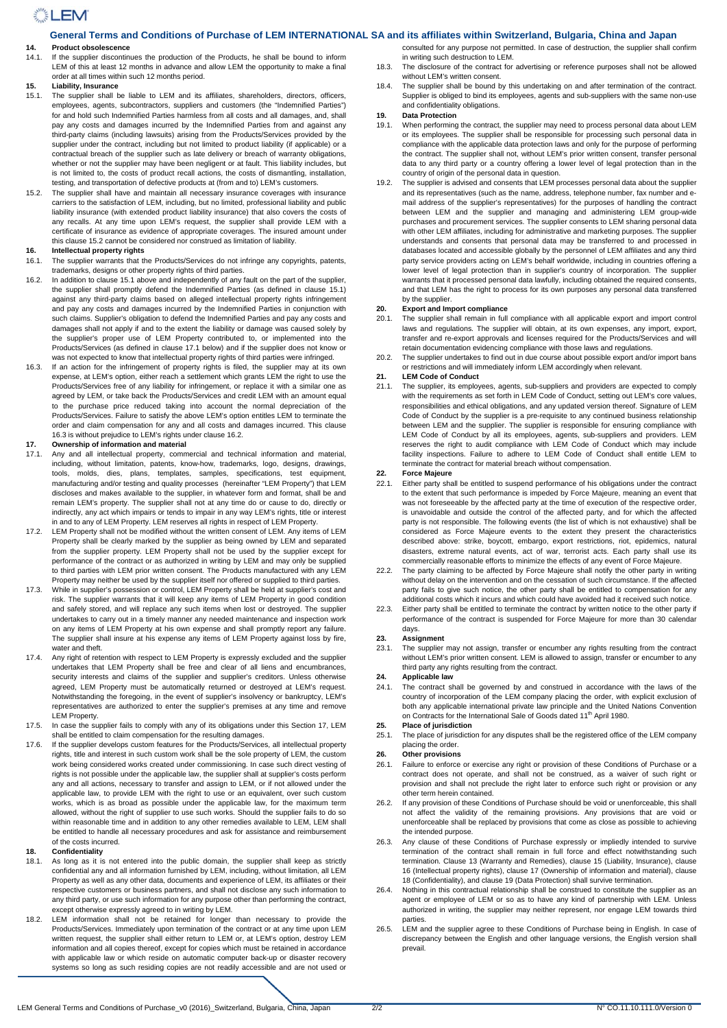# General Terms and Conditions of Purchase of LEM INTERNATIONAL SA and its affiliates within Switzerland, Bulgaria, China and Japan

**14. Product obsolescence**

14.1. If the supplier discontinues the production of the Products, he shall be bound to inform LEM of this at least 12 months in advance and allow LEM the opportunity to make a final order at all times within such 12 months period.

**15. Liability, Insurance**

15.1. The supplier shall be liable to LEM and its affiliates, shareholders, directors, officers, employees, agents, subcontractors, suppliers and customers (the "Indemnified Parties") for and hold such Indemnified Parties harmless from all costs and all damages, and, shall pay any costs and damages incurred by the Indemnified Parties from and against any third-party claims (including lawsuits) arising from the Products/Services provided by the supplier under the contract, including but not limited to product liability (if applicable) or a contractual breach of the supplier such as late delivery or breach of warranty obligations, whether or not the supplier may have been negligent or at fault. This liability includes, but is not limited to, the costs of product recall actions, the costs of dismantling, installation, testing, and transportation of defective products at (from and to) LEM's customers.

15.2. The supplier shall have and maintain all necessary insurance coverages with insurance carriers to the satisfaction of LEM, including, but no limited, professional liability and public liability insurance (with extended product liability insurance) that also covers the costs of any recalls. At any time upon LEM's request, the supplier shall provide LEM with a certificate of insurance as evidence of appropriate coverages. The insured amount under this clause 15.2 cannot be considered nor construed as limitation of liability.

**16. Intellectual property rights**

16.1. The supplier warrants that the Products/Services do not infringe any copyrights, patents, trademarks, designs or other property rights of third parties.

16.2. In addition to clause 15.1 above and independently of any fault on the part of the supplier, the supplier shall promptly defend the Indemnified Parties (as defined in clause 15.1) against any third-party claims based on alleged intellectual property rights infringement and pay any costs and damages incurred by the Indemnified Parties in conjunction with such claims. Supplier's obligation to defend the Indemnified Parties and pay any costs and damages shall not apply if and to the extent the liability or damage was caused solely by the supplier's proper use of LEM Property contributed to, or implemented into the Products/Services (as defined in clause 17.1 below) and if the supplier does not know or was not expected to know that intellectual property rights of third parties were infringed.

16.3. If an action for the infringement of property rights is filed, the supplier may at its own expense, at LEM's option, either reach a settlement which grants LEM the right to use the Products/Services free of any liability for infringement, or replace it with a similar one as agreed by LEM, or take back the Products/Services and credit LEM with an amount equal to the purchase price reduced taking into account the normal depreciation of the Products/Services. Failure to satisfy the above LEM's option entitles LEM to terminate the order and claim compensation for any and all costs and damages incurred. This clause 16.3 is without prejudice to LEM's rights under clause 16.2.

**17. Ownership of information and material**

17.1. Any and all intellectual property, commercial and technical information and material, including, without limitation, patents, know-how, trademarks, logo, designs, drawings, tools, molds, dies, plans, templates, samples, specifications, test equipment, manufacturing and/or testing and quality processes (hereinafter "LEM Property") that LEM discloses and makes available to the supplier, in whatever form and format, shall be and remain LEM's property. The supplier shall not at any time do or cause to do, directly or indirectly, any act which impairs or tends to impair in any way LEM's rights, title or interest in and to any of LEM Property. LEM reserves all rights in respect of LEM Property.

17.2. LEM Property shall not be modified without the written consent of LEM. Any items of LEM Property shall be clearly marked by the supplier as being owned by LEM and separated from the supplier property. LEM Property shall not be used by the supplier except for performance of the contract or as authorized in writing by LEM and may only be supplied to third parties with LEM prior written consent. The Products manufactured with any LEM Property may neither be used by the supplier itself nor offered or supplied to third parties.

17.3. While in supplier's possession or control, LEM Property shall be held at supplier's cost and risk. The supplier warrants that it will keep any items of LEM Property in good condition and safely stored, and will replace any such items when lost or destroyed. The supplier undertakes to carry out in a timely manner any needed maintenance and inspection work on any items of LEM Property at his own expense and shall promptly report any failure. The supplier shall insure at his expense any items of LEM Property against loss by fire, water and theft.

17.4. Any right of retention with respect to LEM Property is expressly excluded and the supplier undertakes that LEM Property shall be free and clear of all liens and encumbrances, security interests and claims of the supplier and supplier's creditors. Unless otherwise agreed, LEM Property must be automatically returned or destroyed at LEM's request. Notwithstanding the foregoing, in the event of supplier's insolvency or bankruptcy, LEM's representatives are authorized to enter the supplier's premises at any time and remove LEM Property.

17.5. In case the supplier fails to comply with any of its obligations under this Section 17, LEM shall be entitled to claim compensation for the resulting damages.

17.6. If the supplier develops custom features for the Products/Services, all intellectual property rights, title and interest in such custom work shall be the sole property of LEM, the custom work being considered works created under commissioning. In case such direct vesting of rights is not possible under the applicable law, the supplier shall at supplier's costs perform any and all actions, necessary to transfer and assign to LEM, or if not allowed under the applicable law, to provide LEM with the right to use or an equivalent, over such custom works, which is as broad as possible under the applicable law, for the maximum term allowed, without the right of supplier to use such works. Should the supplier fails to do so within reasonable time and in addition to any other remedies available to LEM, LEM shall be entitled to handle all necessary procedures and ask for assistance and reimbursement of the costs incurred.

**18. Confidentiality**

18.1. As long as it is not entered into the public domain, the supplier shall keep as strictly confidential any and all information furnished by LEM, including, without limitation, all LEM Property as well as any other data, documents and experience of LEM, its affiliates or their respective customers or business partners, and shall not disclose any such information to any third party, or use such information for any purpose other than performing the contract, except otherwise expressly agreed to in writing by LEM.

18.2. LEM information shall not be retained for longer than necessary to provide the Products/Services. Immediately upon termination of the contract or at any time upon LEM written request, the supplier shall either return to LEM or, at LEM's option, destroy LEM information and all copies thereof, except for copies which must be retained in accordance with applicable law or which reside on automatic computer back-up or disaster recovery systems so long as such residing copies are not readily accessible and are not used or consulted for any purpose not permitted. In case of destruction, the supplier shall confirm in writing such destruction to LEM.

18.3. The disclosure of the contract for advertising or reference purposes shall not be allowed without LEM's written consent.

18.4. The supplier shall be bound by this undertaking on and after termination of the contract. Supplier is obliged to bind its employees, agents and sub-suppliers with the same non-use and confidentiality obligations.

**19. Data Protection**

19.1. When performing the contract, the supplier may need to process personal data about LEM or its employees. The supplier shall be responsible for processing such personal data in compliance with the applicable data protection laws and only for the purpose of performing the contract. The supplier shall not, without LEM's prior written consent, transfer personal data to any third party or a country offering a lower level of legal protection than in the country of origin of the personal data in question.

19.2. The supplier is advised and consents that LEM processes personal data about the supplier and its representatives (such as the name, address, telephone number, fax number and e-mail address of the supplier's representatives) for the purposes of handling the contract between LEM and the supplier and managing and administering LEM group-wide purchases and procurement services. The supplier consents to LEM sharing personal data with other LEM affiliates, including for administrative and marketing purposes. The supplier understands and consents that personal data may be transferred to and processed in databases located and accessible globally by the personnel of LEM affiliates and any third party service providers acting on LEM's behalf worldwide, including in countries offering a lower level of legal protection than in supplier's country of incorporation. The supplier warrants that it processed personal data lawfully, including obtained the required consents, and that LEM has the right to process for its own purposes any personal data transferred by the supplier.

**20. Export and Import compliance**

20.1. The supplier shall remain in full compliance with all applicable export and import control laws and regulations. The supplier will obtain, at its own expenses, any import, export, transfer and re-export approvals and licenses required for the Products/Services and will retain documentation evidencing compliance with those laws and regulations.

20.2. The supplier undertakes to find out in due course about possible export and/or import bans or restrictions and will immediately inform LEM accordingly when relevant.

**21. LEM Code of Conduct**

21.1. The supplier, its employees, agents, sub-suppliers and providers are expected to comply with the requirements as set forth in LEM Code of Conduct, setting out LEM's core values, responsibilities and ethical obligations, and any updated version thereof. Signature of LEM Code of Conduct by the supplier is a pre-requisite to any continued business relationship between LEM and the supplier. The supplier is responsible for ensuring compliance with LEM Code of Conduct by all its employees, agents, sub-suppliers and providers. LEM reserves the right to audit compliance with LEM Code of Conduct which may include facility inspections. Failure to adhere to LEM Code of Conduct shall entitle LEM to terminate the contract for material breach without compensation.

**22. Force Majeure**

22.1. Either party shall be entitled to suspend performance of his obligations under the contract to the extent that such performance is impeded by Force Majeure, meaning an event that was not foreseeable by the affected party at the time of execution of the respective order, is unavoidable and outside the control of the affected party, and for which the affected party is not responsible. The following events (the list of which is not exhaustive) shall be considered as Force Majeure events to the extent they present the characteristics described above: strike, boycott, embargo, export restrictions, riot, epidemics, natural disasters, extreme natural events, act of war, terrorist acts. Each party shall use its commercially reasonable efforts to minimize the effects of any event of Force Majeure.

22.2. The party claiming to be affected by Force Majeure shall notify the other party in writing without delay on the intervention and on the cessation of such circumstance. If the affected party fails to give such notice, the other party shall be entitled to compensation for any additional costs which it incurs and which could have avoided had it received such notice.

22.3. Either party shall be entitled to terminate the contract by written notice to the other party if performance of the contract is suspended for Force Majeure for more than 30 calendar days.

**23. Assignment**

23.1. The supplier may not assign, transfer or encumber any rights resulting from the contract without LEM's prior written consent. LEM is allowed to assign, transfer or encumber to any third party any rights resulting from the contract.

**24. Applicable law**

24.1. The contract shall be governed by and construed in accordance with the laws of the country of incorporation of the LEM company placing the order, with explicit exclusion of both any applicable international private law principle and the United Nations Convention on Contracts for the International Sale of Goods dated 11th April 1980.

**25. Place of jurisdiction**

25.1. The place of jurisdiction for any disputes shall be the registered office of the LEM company placing the order.

**26. Other provisions**

26.1. Failure to enforce or exercise any right or provision of these Conditions of Purchase or a contract does not operate, and shall not be construed, as a waiver of such right or provision and shall not preclude the right later to enforce such right or provision or any other term herein contained.

26.2. If any provision of these Conditions of Purchase should be void or unenforceable, this shall not affect the validity of the remaining provisions. Any provisions that are void or unenforceable shall be replaced by provisions that come as close as possible to achieving the intended purpose.

26.3. Any clause of these Conditions of Purchase expressly or impliedly intended to survive termination of the contract shall remain in full force and effect notwithstanding such termination. Clause 13 (Warranty and Remedies), clause 15 (Liability, Insurance), clause 16 (Intellectual property rights), clause 17 (Ownership of information and material), clause 18 (Confidentiality), and clause 19 (Data Protection) shall survive termination.

26.4. Nothing in this contractual relationship shall be construed to constitute the supplier as an agent or employee of LEM or so as to have any kind of partnership with LEM. Unless authorized in writing, the supplier may neither represent, nor engage LEM towards third parties.

26.5. LEM and the supplier agree to these Conditions of Purchase being in English. In case of discrepancy between the English and other language versions, the English version shall prevail.